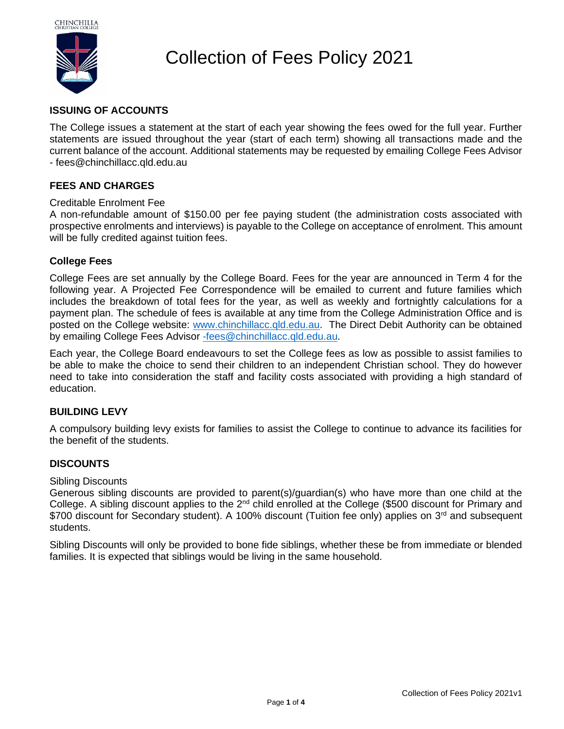# Collection of Fees Policy 2021

## ISSUING OF ACCOUNTS

The College issues a statement at the start of each year showing the fees owed for the full year. Further statements are issued throughout the year (start of each term) showing all transactions made and the current balance of the account. Additional statements may be requested by emailing College Fees Advisor - fees@chinchillacc.qld.edu.au

## FEES AND CHARGES

Creditable Enrolment Fee
A non-refundable amount of $150.00 per fee paying student (the administration costs associated with prospective enrolments and interviews) is payable to the College on acceptance of enrolment. This amount will be fully credited against tuition fees.

### College Fees

College Fees are set annually by the College Board. Fees for the year are announced in Term 4 for the following year. A Projected Fee Correspondence will be emailed to current and future families which includes the breakdown of total fees for the year, as well as weekly and fortnightly calculations for a payment plan. The schedule of fees is available at any time from the College Administration Office and is posted on the College website: www.chinchillacc.qld.edu.au. The Direct Debit Authority can be obtained by emailing College Fees Advisor -fees@chinchillacc.qld.edu.au.

Each year, the College Board endeavours to set the College fees as low as possible to assist families to be able to make the choice to send their children to an independent Christian school. They do however need to take into consideration the staff and facility costs associated with providing a high standard of education.

## BUILDING LEVY

A compulsory building levy exists for families to assist the College to continue to advance its facilities for the benefit of the students.

## DISCOUNTS

Sibling Discounts
Generous sibling discounts are provided to parent(s)/guardian(s) who have more than one child at the College. A sibling discount applies to the 2nd child enrolled at the College ($500 discount for Primary and $700 discount for Secondary student). A 100% discount (Tuition fee only) applies on 3rd and subsequent students.

Sibling Discounts will only be provided to bone fide siblings, whether these be from immediate or blended families. It is expected that siblings would be living in the same household.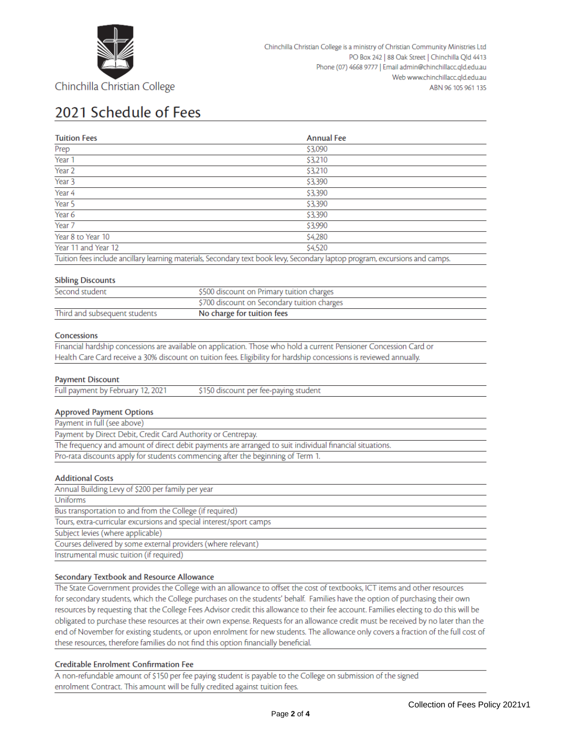Chinchilla Christian College

Chinchilla Christian College is a ministry of Christian Community Ministries Ltd
PO Box 242 | 88 Oak Street | Chinchilla Qld 4413
Phone (07) 4668 9777 | Email admin@chinchillacc.qld.edu.au
Web www.chinchillacc.qld.edu.au
ABN 96 105 961 135

# 2021 Schedule of Fees

| Tuition Fees | Annual Fee |
|---|---|
| Prep | $3,090 |
| Year 1 | $3,210 |
| Year 2 | $3,210 |
| Year 3 | $3,390 |
| Year 4 | $3,390 |
| Year 5 | $3,390 |
| Year 6 | $3,390 |
| Year 7 | $3,990 |
| Year 8 to Year 10 | $4,280 |
| Year 11 and Year 12 | $4,520 |

Tuition fees include ancillary learning materials, Secondary text book levy, Secondary laptop program, excursions and camps.

### Sibling Discounts

| | |
|---|---|
| Second student | $500 discount on Primary tuition charges |
| | $700 discount on Secondary tuition charges |
| Third and subsequent students | **No charge for tuition fees** |

### Concessions

Financial hardship concessions are available on application. Those who hold a current Pensioner Concession Card or Health Care Card receive a 30% discount on tuition fees. Eligibility for hardship concessions is reviewed annually.

### Payment Discount

| | |
|---|---|
| Full payment by February 12, 2021 | $150 discount per fee-paying student |

### Approved Payment Options

- Payment in full (see above)
- Payment by Direct Debit, Credit Card Authority or Centrepay.
- The frequency and amount of direct debit payments are arranged to suit individual financial situations.
- Pro-rata discounts apply for students commencing after the beginning of Term 1.

### Additional Costs

- Annual Building Levy of $200 per family per year
- Uniforms
- Bus transportation to and from the College (if required)
- Tours, extra-curricular excursions and special interest/sport camps
- Subject levies (where applicable)
- Courses delivered by some external providers (where relevant)
- Instrumental music tuition (if required)

### Secondary Textbook and Resource Allowance

The State Government provides the College with an allowance to offset the cost of textbooks, ICT items and other resources for secondary students, which the College purchases on the students' behalf. Families have the option of purchasing their own resources by requesting that the College Fees Advisor credit this allowance to their fee account. Families electing to do this will be obligated to purchase these resources at their own expense. Requests for an allowance credit must be received by no later than the end of November for existing students, or upon enrolment for new students. The allowance only covers a fraction of the full cost of these resources, therefore families do not find this option financially beneficial.

### Creditable Enrolment Confirmation Fee

A non-refundable amount of $150 per fee paying student is payable to the College on submission of the signed enrolment Contract. This amount will be fully credited against tuition fees.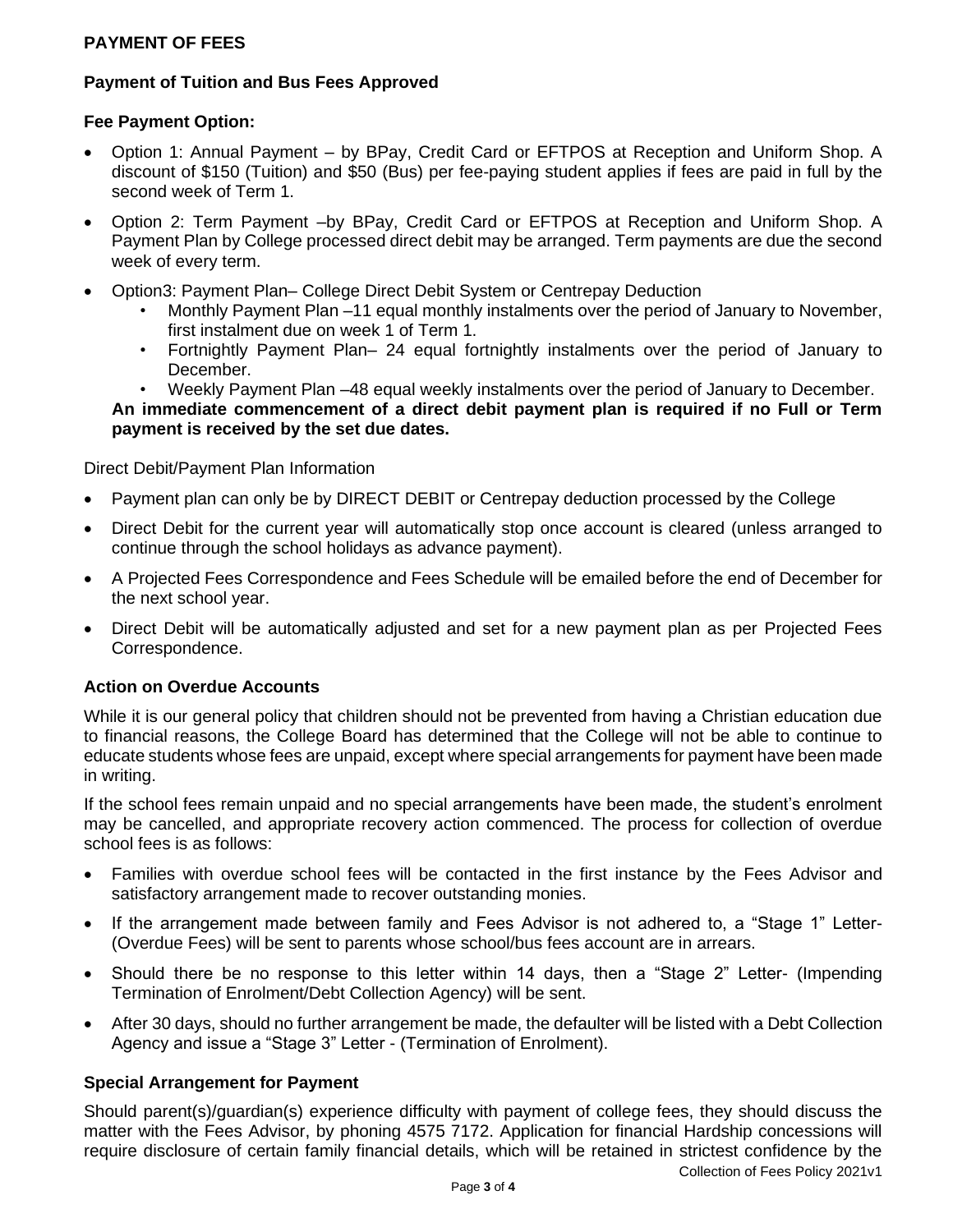## PAYMENT OF FEES

### Payment of Tuition and Bus Fees Approved

### Fee Payment Option:

- Option 1: Annual Payment – by BPay, Credit Card or EFTPOS at Reception and Uniform Shop. A discount of $150 (Tuition) and $50 (Bus) per fee-paying student applies if fees are paid in full by the second week of Term 1.
- Option 2: Term Payment –by BPay, Credit Card or EFTPOS at Reception and Uniform Shop. A Payment Plan by College processed direct debit may be arranged. Term payments are due the second week of every term.
- Option3: Payment Plan– College Direct Debit System or Centrepay Deduction
    - Monthly Payment Plan –11 equal monthly instalments over the period of January to November, first instalment due on week 1 of Term 1.
    - Fortnightly Payment Plan– 24 equal fortnightly instalments over the period of January to December.
    - Weekly Payment Plan –48 equal weekly instalments over the period of January to December.

  **An immediate commencement of a direct debit payment plan is required if no Full or Term payment is received by the set due dates.**

Direct Debit/Payment Plan Information

- Payment plan can only be by DIRECT DEBIT or Centrepay deduction processed by the College
- Direct Debit for the current year will automatically stop once account is cleared (unless arranged to continue through the school holidays as advance payment).
- A Projected Fees Correspondence and Fees Schedule will be emailed before the end of December for the next school year.
- Direct Debit will be automatically adjusted and set for a new payment plan as per Projected Fees Correspondence.

### Action on Overdue Accounts

While it is our general policy that children should not be prevented from having a Christian education due to financial reasons, the College Board has determined that the College will not be able to continue to educate students whose fees are unpaid, except where special arrangements for payment have been made in writing.

If the school fees remain unpaid and no special arrangements have been made, the student's enrolment may be cancelled, and appropriate recovery action commenced. The process for collection of overdue school fees is as follows:

- Families with overdue school fees will be contacted in the first instance by the Fees Advisor and satisfactory arrangement made to recover outstanding monies.
- If the arrangement made between family and Fees Advisor is not adhered to, a "Stage 1" Letter- (Overdue Fees) will be sent to parents whose school/bus fees account are in arrears.
- Should there be no response to this letter within 14 days, then a "Stage 2" Letter- (Impending Termination of Enrolment/Debt Collection Agency) will be sent.
- After 30 days, should no further arrangement be made, the defaulter will be listed with a Debt Collection Agency and issue a "Stage 3" Letter - (Termination of Enrolment).

### Special Arrangement for Payment

Should parent(s)/guardian(s) experience difficulty with payment of college fees, they should discuss the matter with the Fees Advisor, by phoning 4575 7172. Application for financial Hardship concessions will require disclosure of certain family financial details, which will be retained in strictest confidence by the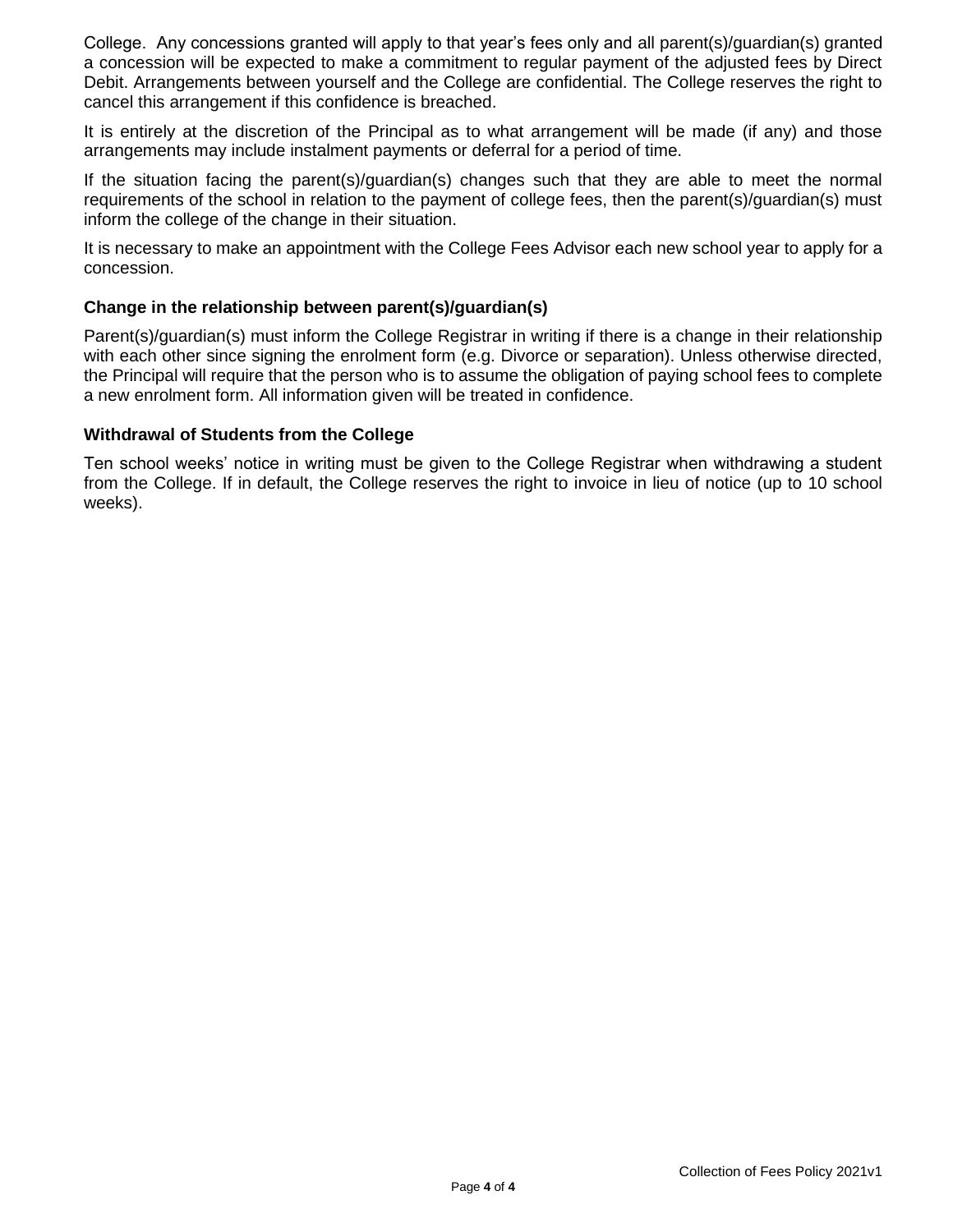College. Any concessions granted will apply to that year's fees only and all parent(s)/guardian(s) granted a concession will be expected to make a commitment to regular payment of the adjusted fees by Direct Debit. Arrangements between yourself and the College are confidential. The College reserves the right to cancel this arrangement if this confidence is breached.

It is entirely at the discretion of the Principal as to what arrangement will be made (if any) and those arrangements may include instalment payments or deferral for a period of time.

If the situation facing the parent(s)/guardian(s) changes such that they are able to meet the normal requirements of the school in relation to the payment of college fees, then the parent(s)/guardian(s) must inform the college of the change in their situation.

It is necessary to make an appointment with the College Fees Advisor each new school year to apply for a concession.

### Change in the relationship between parent(s)/guardian(s)

Parent(s)/guardian(s) must inform the College Registrar in writing if there is a change in their relationship with each other since signing the enrolment form (e.g. Divorce or separation). Unless otherwise directed, the Principal will require that the person who is to assume the obligation of paying school fees to complete a new enrolment form. All information given will be treated in confidence.

### Withdrawal of Students from the College

Ten school weeks' notice in writing must be given to the College Registrar when withdrawing a student from the College. If in default, the College reserves the right to invoice in lieu of notice (up to 10 school weeks).